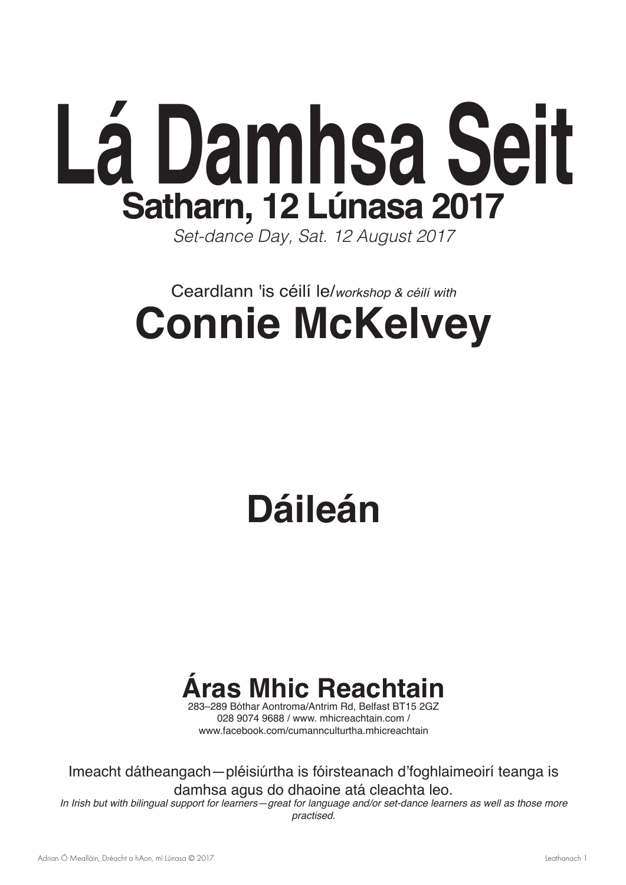# Lá Damhsa Seit

## Satharn, 12 Lúnasa 2017

*Set-dance Day, Sat. 12 August 2017*

Ceardlann 'is céilí le/*workshop & céilí with*

## Connie McKelvey

## Dáileán

## Áras Mhic Reachtain

283–289 Bóthar Aontroma/Antrim Rd, Belfast BT15 2GZ
028 9074 9688 / www. mhicreachtain.com /
www.facebook.com/cumannculturtha.mhicreachtain

Imeacht dátheangach—pléisiúrtha is fóirsteanach d'foghlaimeoirí teanga is damhsa agus do dhaoine atá cleachta leo.

*In Irish but with bilingual support for learners—great for language and/or set-dance learners as well as those more practised.*

Adrian Ó Mealláin, Dréacht a hAon, mí Lúnasa © 2017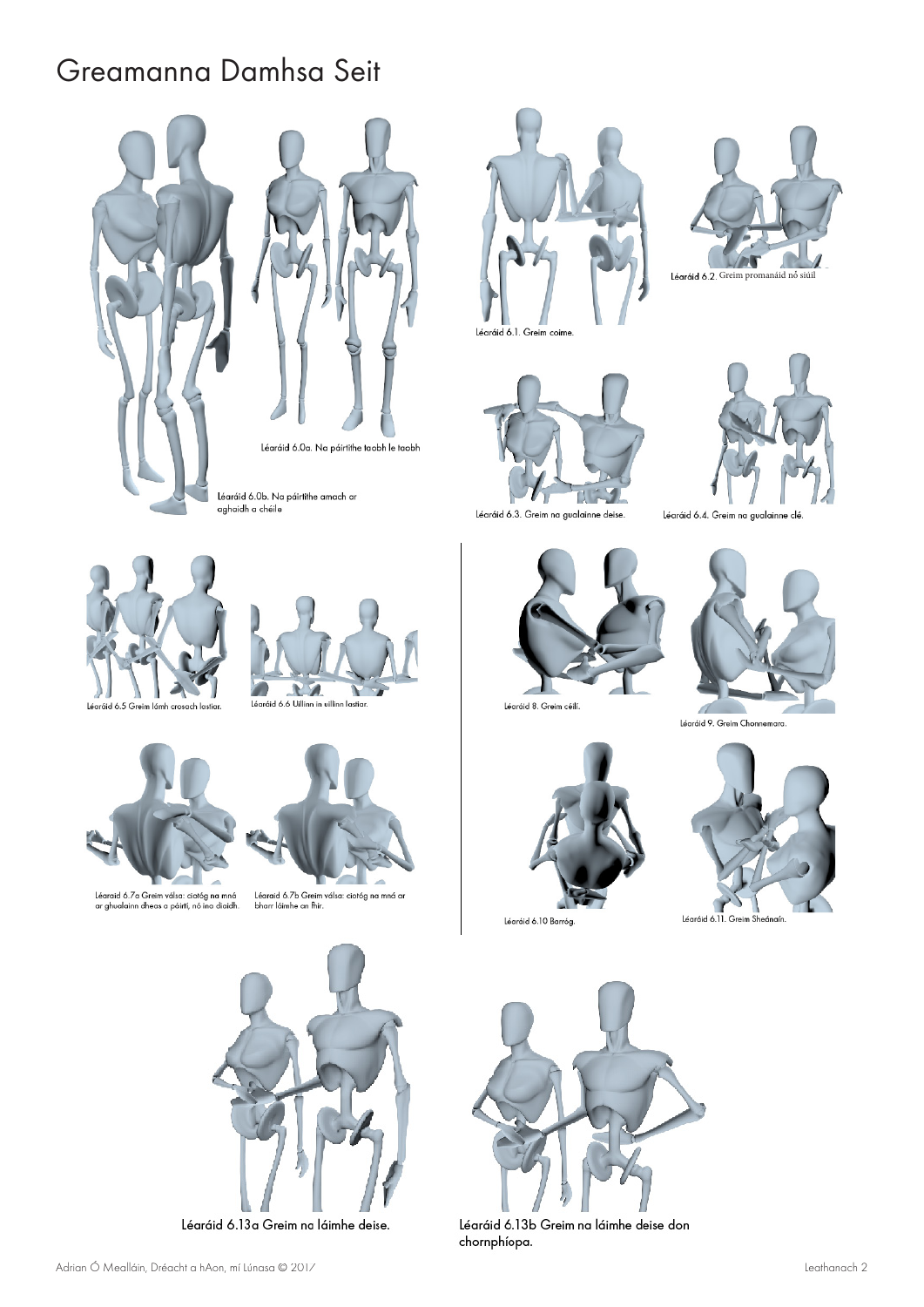# Greamanna Damhsa Seit

Léaráid 6.0a. Na páirtithe taobh le taobh

Léaráid 6.0b. Na páirtithe amach ar aghaidh a chéile

Léaráid 6.1. Greim coime.

Léaráid 6.2. Greim promanáid nó siúil

Léaráid 6.3. Greim na gualainne deise.

Léaráid 6.4. Greim na gualainne clé.

Léaráid 6.5 Greim lámh crosach lastiar.

Léaráid 6.6 Uillinn in uillinn lastiar.

Léaraid 6.7a Greim válsa: ciotóg na mná ar ghualainn dheas a páirtí, nó ina diaidh.

Léaraid 6.7b Greim válsa: ciotóg na mná ar bharr láimhe an fhir.

Léaráid 8. Greim céilí.

Léaráid 9. Greim Chonnemara.

Léaráid 6.10 Barróg.

Léaráid 6.11. Greim Sheánaín.

Léaráid 6.13a Greim na láimhe deise.

Léaráid 6.13b Greim na láimhe deise don chornphíopa.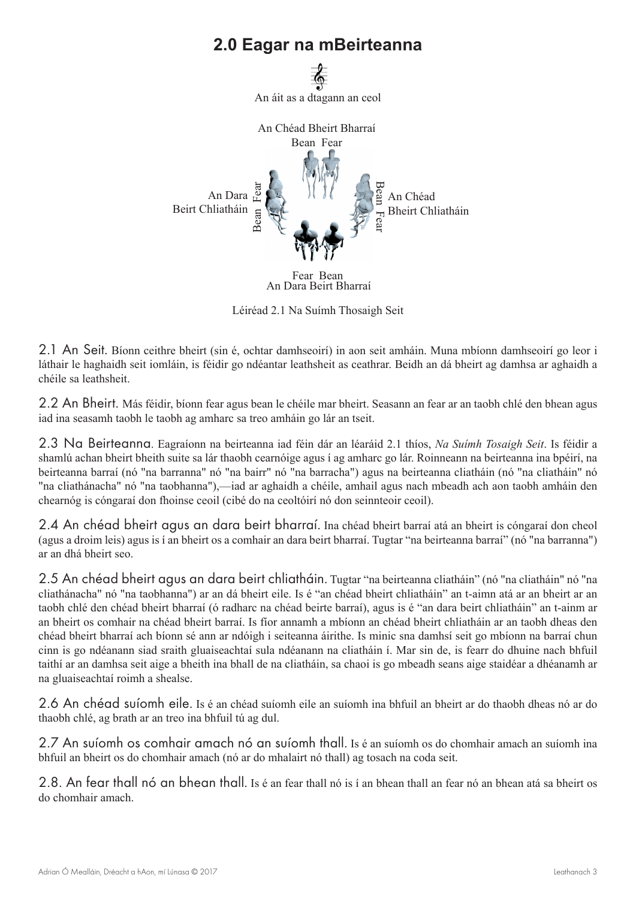# 2.0 Eagar na mBeirteanna

An áit as a dtagann an ceol

An Chéad Bheirt Bharraí
Bean Fear

An Dara Beirt Chliatháin — Fear Bean

An Chéad Bheirt Chliatháin — Bean Fear

Fear Bean
An Dara Beirt Bharraí

Léiréad 2.1 Na Suímh Thosaigh Seit

2.1 An Seit. Bíonn ceithre bheirt (sin é, ochtar damhseoirí) in aon seit amháin. Muna mbíonn damhseoirí go leor i láthair le haghaidh seit iomláin, is féidir go ndéantar leathsheit as ceathrar. Beidh an dá bheirt ag damhsa ar aghaidh a chéile sa leathsheit.

2.2 An Bheirt. Más féidir, bíonn fear agus bean le chéile mar bheirt. Seasann an fear ar an taobh chlé den bhean agus iad ina seasamh taobh le taobh ag amharc sa treo amháin go lár an tseit.

2.3 Na Beirteanna. Eagraíonn na beirteanna iad féin dár an léaráid 2.1 thíos, *Na Suímh Tosaigh Seit*. Is féidir a shamlú achan bheirt bheith suite sa lár thaobh cearnóige agus í ag amharc go lár. Roinneann na beirteanna ina bpéirí, na beirteanna barraí (nó "na barranna" nó "na bairr" nó "na barracha") agus na beirteanna cliatháin (nó "na cliatháin" nó "na cliathánacha" nó "na taobhanna"),—iad ar aghaidh a chéile, amhail agus nach mbeadh ach aon taobh amháin den chearnóg is cóngaraí don fhoinse ceoil (cibé do na ceoltóirí nó don seinnteoir ceoil).

2.4 An chéad bheirt agus an dara beirt bharraí. Ina chéad bheirt barraí atá an bheirt is cóngaraí don cheol (agus a droim leis) agus is í an bheirt os a comhair an dara beirt bharraí. Tugtar "na beirteanna barraí" (nó "na barranna") ar an dhá bheirt seo.

2.5 An chéad bheirt agus an dara beirt chliatháin. Tugtar "na beirteanna cliatháin" (nó "na cliatháin" nó "na cliathánacha" nó "na taobhanna") ar an dá bheirt eile. Is é "an chéad bheirt chliatháin" an t-aimn atá ar an bheirt ar an taobh chlé den chéad bheirt bharraí (ó radharc na chéad beirte barraí), agus is é "an dara beirt chliatháin" an t-ainm ar an bheirt os comhair na chéad bheirt barraí. Is fíor annamh a mbíonn an chéad bheirt chliatháin ar an taobh dheas den chéad bheirt bharraí ach bíonn sé ann ar ndóigh i seiteanna áirithe. Is minic sna damhsí seit go mbíonn na barraí chun cinn is go ndéanann siad sraith gluaiseachtaí sula ndéanann na cliatháin í. Mar sin de, is fearr do dhuine nach bhfuil taithí ar an damhsa seit aige a bheith ina bhall de na cliatháin, sa chaoi is go mbeadh seans aige staidéar a dhéanamh ar na gluaiseachtaí roimh a shealse.

2.6 An chéad suíomh eile. Is é an chéad suíomh eile an suíomh ina bhfuil an bheirt ar do thaobh dheas nó ar do thaobh chlé, ag brath ar an treo ina bhfuil tú ag dul.

2.7 An suíomh os comhair amach nó an suíomh thall. Is é an suíomh os do chomhair amach an suíomh ina bhfuil an bheirt os do chomhair amach (nó ar do mhalairt nó thall) ag tosach na coda seit.

2.8. An fear thall nó an bhean thall. Is é an fear thall nó is í an bhean thall an fear nó an bhean atá sa bheirt os do chomhair amach.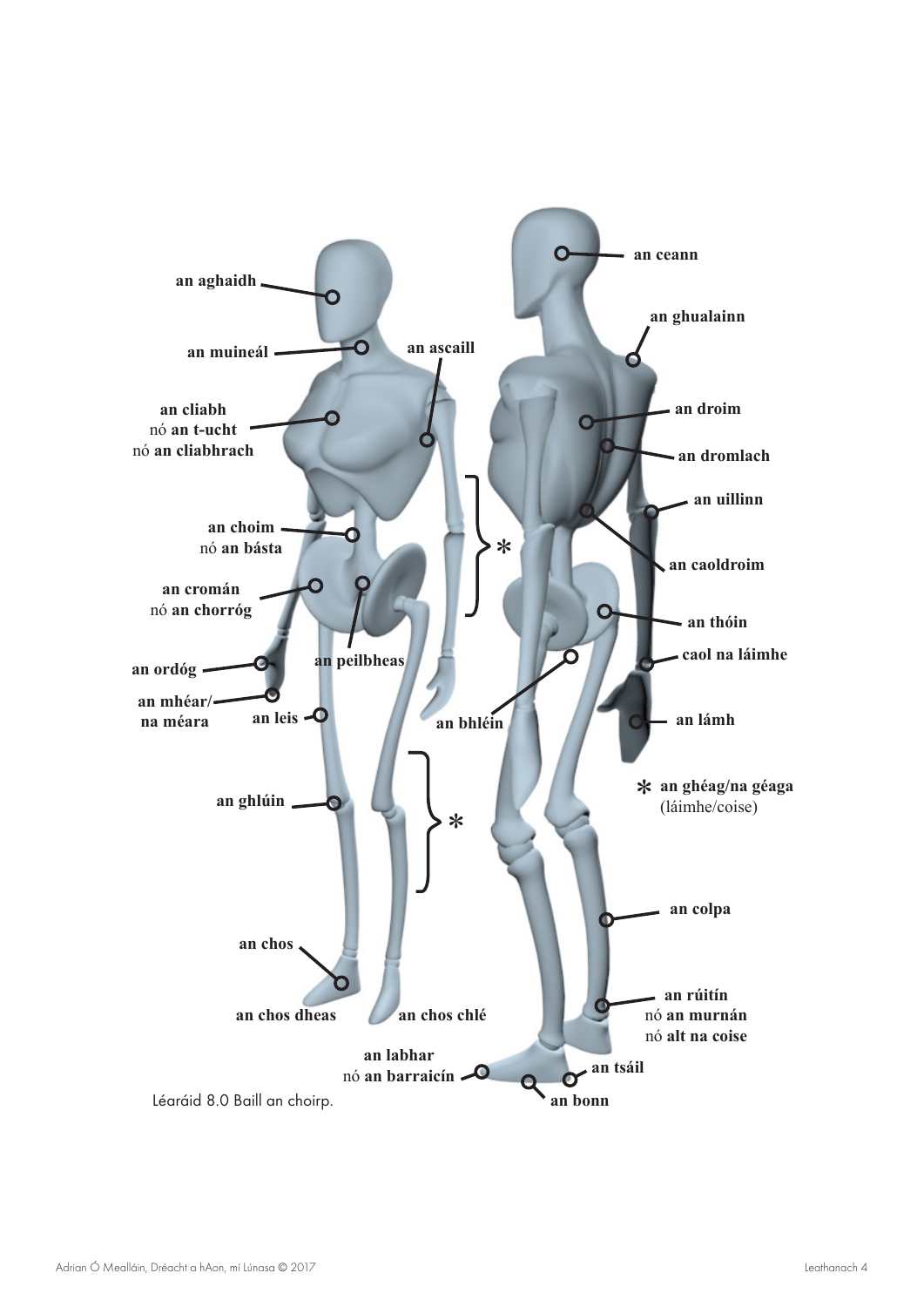an aghaidh

an muineál

an ascaill

an cliabh
nó an t-ucht
nó an cliabhrach

an choim
nó an básta

an cromán
nó an chorróg

an peilbheas

an ordóg

an mhéar/
na méara

an leis

an ghlúin

an chos

an chos dheas

an chos chlé

an labhar
nó an barraicín

an ceann

an ghualainn

an droim

an dromlach

an uillinn

an caoldroim

an thóin

caol na láimhe

an bhléin

an lámh

* an ghéag/na géaga
(láimhe/coise)

an colpa

an rúitín
nó an murnán
nó alt na coise

an tsáil

an bonn

Léaráid 8.0 Baill an choirp.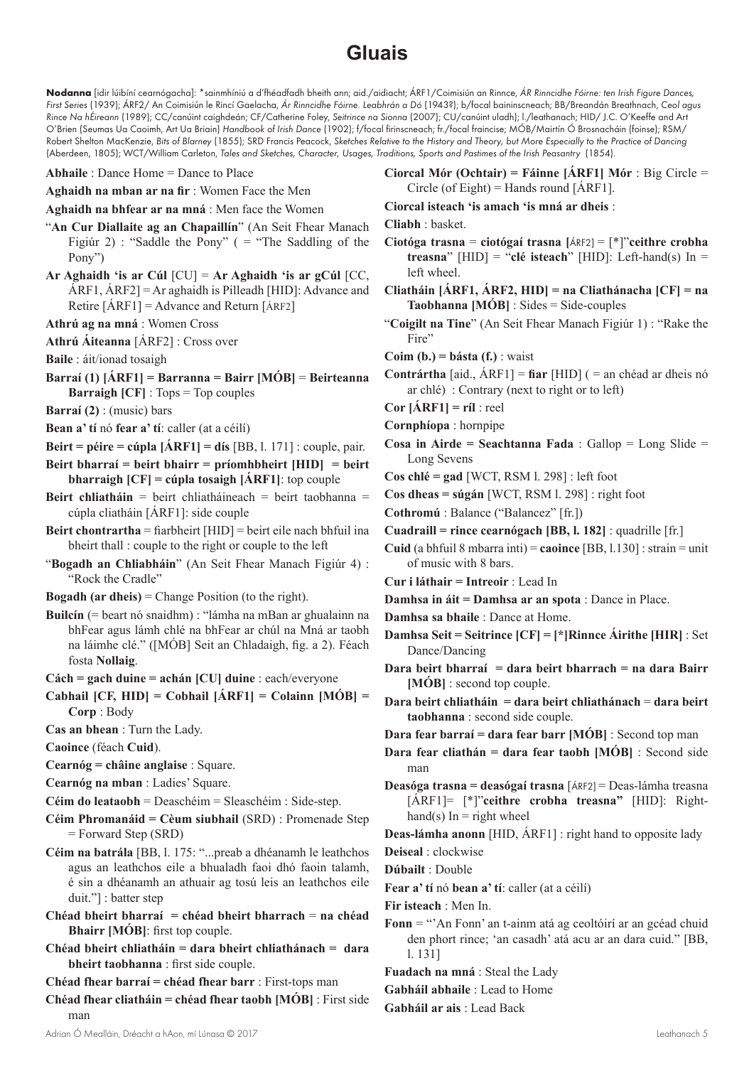# Gluais

**Nodanna** [idir lúibíní cearnógacha]: *sainmhíniú a d'fhéadfadh bheith ann; aid./aidiacht; ÁRF1/Coimisiún an Rinnce, *ÁR Rinncidhe Fóirne: ten Irish Figure Dances, First Series* (1939); ÁRF2/ An Coimisiún le Rincí Gaelacha, *Ár Rinncidhe Fóirne. Leabhrán a Dó* (1943?); b/focal baininscneach; BB/Breandán Breathnach, *Ceol agus Rince Na hÉireann* (1989); CC/canúint caighdeán; CF/Catherine Foley, *Seitrince na Sionna* (2007); CU/canúint uladh); l./leathanach; HID/ J.C. O'Keeffe and Art O'Brien (Seumas Ua Caoimh, Art Ua Briain) *Handbook of Irish Dance* (1902); f/focal firinscneach; fr./focal fraincise; MÓB/Mairtín Ó Brosnacháin (foinse); RSM/ Robert Shelton MacKenzie, *Bits of Blarney* (1855); SRD Francis Peacock, *Sketches Relative to the History and Theory, but More Especially to the Practice of Dancing* (Aberdeen, 1805); WCT/William Carleton, *Tales and Sketches, Character, Usages, Traditions, Sports and Pastimes of the Irish Peasantry* (1854).

**Abhaile** : Dance Home = Dance to Place

**Aghaidh na mban ar na fir** : Women Face the Men

**Aghaidh na bhfear ar na mná** : Men face the Women

"**An Cur Diallaite ag an Chapaillín**" (An Seit Fhear Manach Figiúr 2) : "Saddle the Pony" ( = "The Saddling of the Pony")

**Ar Aghaidh 'is ar Cúl** [CU] = **Ar Aghaidh 'is ar gCúl** [CC, ÁRF1, ÁRF2] = Ar aghaidh is Pilleadh [HID]: Advance and Retire [ÁRF1] = Advance and Return [ÁRF2]

**Athrú ag na mná** : Women Cross

**Athrú Áiteanna** [ÁRF2] : Cross over

**Baile** : áit/ionad tosaigh

**Barraí (1) [ÁRF1] = Barranna = Bairr [MÓB]** = **Beirteanna Barraigh [CF]** : Tops = Top couples

**Barraí (2)** : (music) bars

**Bean a' tí** nó **fear a' tí**: caller (at a céilí)

**Beirt = péire = cúpla [ÁRF1] = dís** [BB, l. 171] : couple, pair.

**Beirt bharraí = beirt bhairr = príomhbheirt [HID] = beirt bharraigh [CF] = cúpla tosaigh [ÁRF1]**: top couple

**Beirt chliatháin** = beirt chliatháineach = beirt taobhanna = cúpla cliatháin [ÁRF1]: side couple

**Beirt chontrartha** = fiarbheirt [HID] = beirt eile nach bhfuil ina bheirt thall : couple to the right or couple to the left

"**Bogadh an Chliabháin**" (An Seit Fhear Manach Figiúr 4) : "Rock the Cradle"

**Bogadh (ar dheis)** = Change Position (to the right).

**Builcín** (= beart nó snaidhm) : "lámha na mBan ar ghualainn na bhFear agus lámh chlé na bhFear ar chúl na Mná ar taobh na láimhe clé." ([MÓB] Seit an Chladaigh, fig. a 2). Féach fosta **Nollaig**.

**Cách = gach duine = achán [CU] duine** : each/everyone

**Cabhail [CF, HID] = Cobhail [ÁRF1] = Colainn [MÓB] = Corp** : Body

**Cas an bhean** : Turn the Lady.

**Caoince** (féach **Cuid**).

**Cearnóg = châine anglaise** : Square.

**Cearnóg na mban** : Ladies' Square.

**Céim do leataobh** = Deaschéim = Sleaschéim : Side-step.

**Céim Phromanáid = Cèum siubhail** (SRD) : Promenade Step = Forward Step (SRD)

**Céim na batrála** [BB, l. 175: "...preab a dhéanamh le leathchos agus an leathchos eile a bhualadh faoi dhó faoin talamh, é sin a dhéanamh an athuair ag tosú leis an leathchos eile duit."] : batter step

**Chéad bheirt bharraí = chéad bheirt bharrach** = **na chéad Bhairr [MÓB]**: first top couple.

**Chéad bheirt chliatháin = dara bheirt chliathánach = dara bheirt taobhanna** : first side couple.

**Chéad fhear barraí = chéad fhear barr** : First-tops man

**Chéad fhear cliatháin = chéad fhear taobh [MÓB]** : First side man

**Ciorcal Mór (Ochtair) = Fáinne [ÁRF1] Mór** : Big Circle = Circle (of Eight) = Hands round [ÁRF1].

**Ciorcal isteach 'is amach 'is mná ar dheis** :

**Cliabh** : basket.

**Ciotóga trasna = ciotógaí trasna [ÁRF2]** = [*]"**ceithre crobha treasna**" [HID] = "**clé isteach**" [HID]: Left-hand(s) In = left wheel.

**Cliatháin [ÁRF1, ÁRF2, HID] = na Cliathánacha [CF] = na Taobhanna [MÓB]** : Sides = Side-couples

"**Coigilt na Tine**" (An Seit Fhear Manach Figiúr 1) : "Rake the Fire"

**Coim (b.) = básta (f.)** : waist

**Contrártha** [aid., ÁRF1] = **fiar** [HID] ( = an chéad ar dheis nó ar chlé) : Contrary (next to right or to left)

**Cor [ÁRF1] = ríl** : reel

**Cornphíopa** : hornpipe

**Cosa in Airde = Seachtanna Fada** : Gallop = Long Slide = Long Sevens

**Cos chlé = gad** [WCT, RSM l. 298] : left foot

**Cos dheas = súgán** [WCT, RSM l. 298] : right foot

**Cothromú** : Balance ("Balancez" [fr.])

**Cuadraill = rince cearnógach [BB, l. 182]** : quadrille [fr.]

**Cuid** (a bhfuil 8 mbarra inti) = **caoince** [BB, l.130] : strain = unit of music with 8 bars.

**Cur i láthair = Intreoir** : Lead In

**Damhsa in áit = Damhsa ar an spota** : Dance in Place.

**Damhsa sa bhaile** : Dance at Home.

**Damhsa Seit = Seitrince [CF] = [*]Rinnce Áirithe [HIR]** : Set Dance/Dancing

**Dara beirt bharraí = dara beirt bharrach = na dara Bairr [MÓB]** : second top couple.

**Dara beirt chliatháin = dara beirt chliathánach** = **dara beirt taobhanna** : second side couple.

**Dara fear barraí = dara fear barr [MÓB]** : Second top man

**Dara fear cliathán = dara fear taobh [MÓB]** : Second side man

**Deasóga trasna = deasógaí trasna** [ÁRF2] = Deas-lámha treasna [ÁRF1]= [*]"**ceithre crobha treasna"** [HID]: Right-hand(s) In = right wheel

**Deas-lámha anonn** [HID, ÁRF1] : right hand to opposite lady

**Deiseal** : clockwise

**Dúbailt** : Double

**Fear a' tí** nó **bean a' tí**: caller (at a céilí)

**Fir isteach** : Men In.

**Fonn** = "'An Fonn' an t-ainm atá ag ceoltóirí ar an gcéad chuid den phort rince; 'an casadh' atá acu ar an dara cuid." [BB, l. 131]

**Fuadach na mná** : Steal the Lady

**Gabháil abhaile** : Lead to Home

**Gabháil ar ais** : Lead Back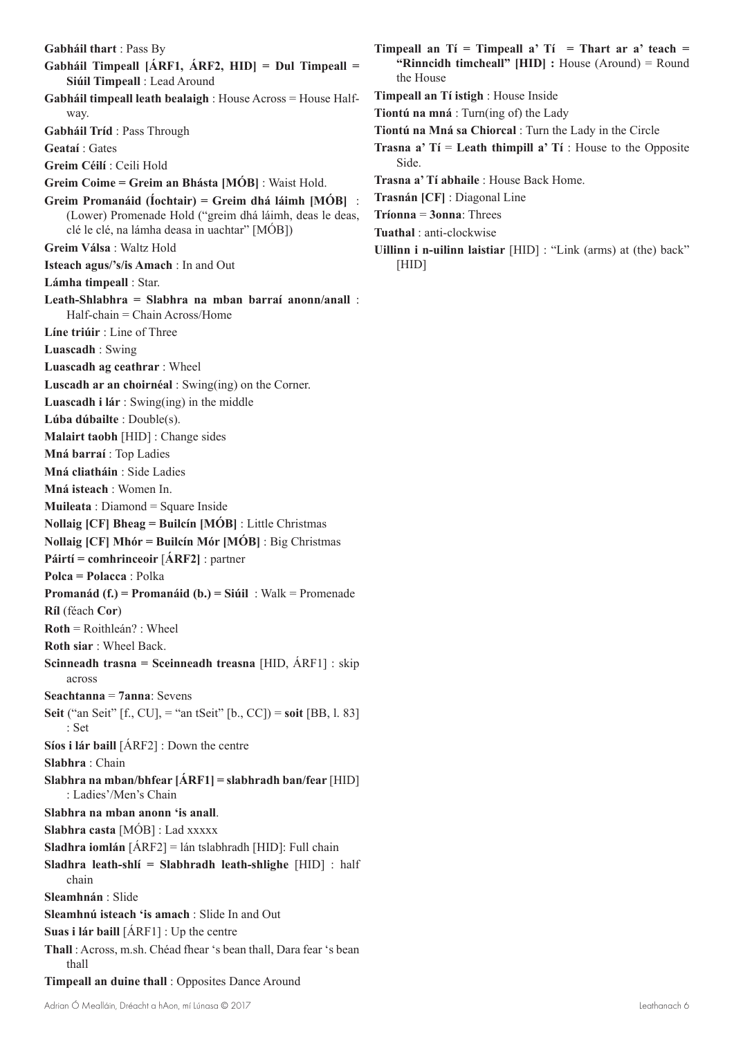**Gabháil thart** : Pass By

**Gabháil Timpeall [ÁRF1, ÁRF2, HID] = Dul Timpeall = Siúil Timpeall** : Lead Around

**Gabháil timpeall leath bealaigh** : House Across = House Half-way.

**Gabháil Tríd** : Pass Through

**Geataí** : Gates

**Greim Céilí** : Ceili Hold

**Greim Coime = Greim an Bhásta [MÓB]** : Waist Hold.

**Greim Promanáid (Íochtair) = Greim dhá láimh [MÓB]** : (Lower) Promenade Hold ("greim dhá láimh, deas le deas, clé le clé, na lámha deasa in uachtar" [MÓB])

**Greim Válsa** : Waltz Hold

**Isteach agus/'s/is Amach** : In and Out

**Lámha timpeall** : Star.

**Leath-Shlabhra = Slabhra na mban barraí anonn/anall** : Half-chain = Chain Across/Home

**Líne triúir** : Line of Three

**Luascadh** : Swing

**Luascadh ag ceathrar** : Wheel

**Luscadh ar an choirnéal** : Swing(ing) on the Corner.

**Luascadh i lár** : Swing(ing) in the middle

**Lúba dúbailte** : Double(s).

**Malairt taobh** [HID] : Change sides

**Mná barraí** : Top Ladies

**Mná cliatháin** : Side Ladies

**Mná isteach** : Women In.

**Muileata** : Diamond = Square Inside

**Nollaig [CF] Bheag = Builcín [MÓB]** : Little Christmas

**Nollaig [CF] Mhór = Builcín Mór [MÓB]** : Big Christmas

**Páirtí = comhrinceoir** [**ÁRF2]** : partner

**Polca = Polacca** : Polka

**Promanád (f.) = Promanáid (b.) = Siúil** : Walk = Promenade

**Ríl** (féach **Cor**)

**Roth** = Roithleán? : Wheel

**Roth siar** : Wheel Back.

**Scinneadh trasna = Sceinneadh treasna** [HID, ÁRF1] : skip across

**Seachtanna** = **7anna**: Sevens

**Seit** ("an Seit" [f., CU], = "an tSeit" [b., CC]) = **soit** [BB, l. 83] : Set

**Síos i lár baill** [ÁRF2] : Down the centre

**Slabhra** : Chain

**Slabhra na mban/bhfear [ÁRF1] = slabhradh ban/fear** [HID] : Ladies'/Men's Chain

**Slabhra na mban anonn 'is anall**.

**Slabhra casta** [MÓB] : Lad xxxxx

**Sladhra iomlán** [ÁRF2] = lán tslabhradh [HID]: Full chain

**Sladhra leath-shlí = Slabhradh leath-shlighe** [HID] : half chain

**Sleamhnán** : Slide

**Sleamhnú isteach 'is amach** : Slide In and Out

**Suas i lár baill** [ÁRF1] : Up the centre

**Thall** : Across, m.sh. Chéad fhear 's bean thall, Dara fear 's bean thall

**Timpeall an duine thall** : Opposites Dance Around

**Timpeall an Tí = Timpeall a' Tí = Thart ar a' teach = "Rinncidh timcheall" [HID] :** House (Around) = Round the House

**Timpeall an Tí istigh** : House Inside

**Tiontú na mná** : Turn(ing of) the Lady

**Tiontú na Mná sa Chiorcal** : Turn the Lady in the Circle

**Trasna a' Tí** = **Leath thimpill a' Tí** : House to the Opposite Side.

**Trasna a' Tí abhaile** : House Back Home.

**Trasnán [CF]** : Diagonal Line

**Tríonna** = **3onna**: Threes

**Tuathal** : anti-clockwise

**Uillinn i n-uilinn laistiar** [HID] : "Link (arms) at (the) back" [HID]

Adrian Ó Mealláin, Dréacht a hAon, mí Lúnasa © 2017